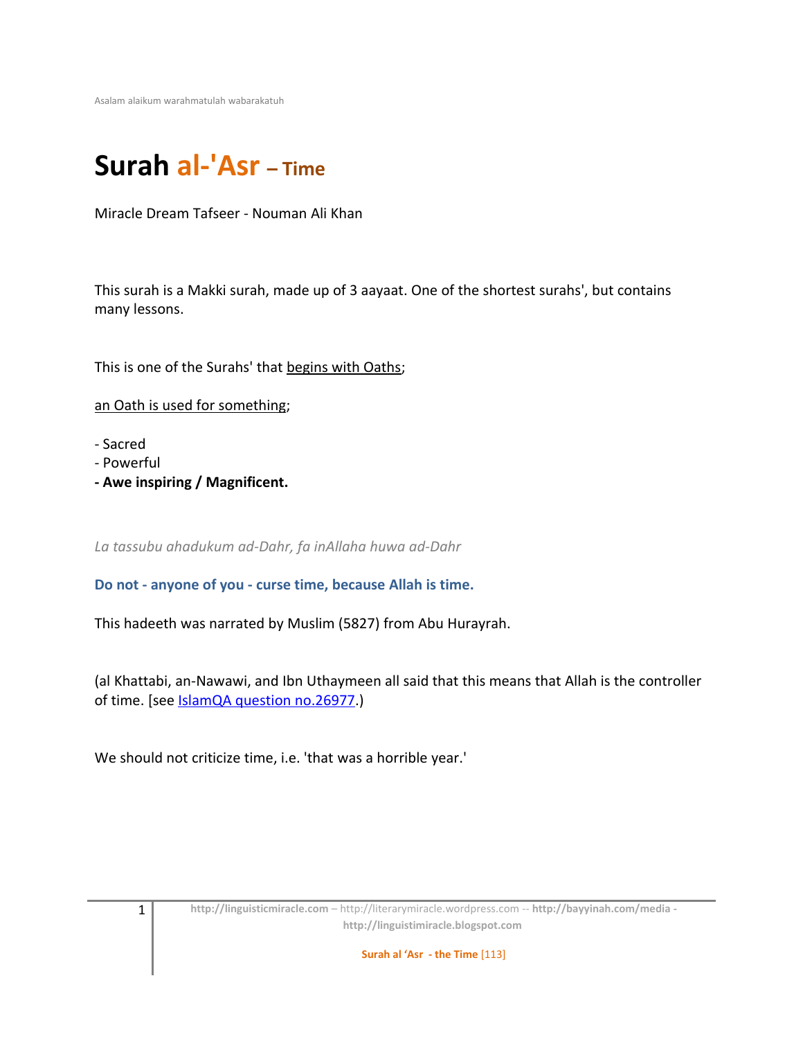Asalam alaikum warahmatulah wabarakatuh

# Surah al-'Asr – Time

Miracle Dream Tafseer - Nouman Ali Khan

This surah is a Makki surah, made up of 3 aayaat. One of the shortest surahs', but contains many lessons.

This is one of the Surahs' that begins with Oaths;

an Oath is used for something;

- Sacred
- Powerful
- **Awe inspiring / Magnificent.**

*La tassubu ahadukum ad-Dahr, fa inAllaha huwa ad-Dahr*

**Do not - anyone of you - curse time, because Allah is time.**

This hadeeth was narrated by Muslim (5827) from Abu Hurayrah.

(al Khattabi, an-Nawawi, and Ibn Uthaymeen all said that this means that Allah is the controller of time. [see IslamQA question no.26977.)

We should not criticize time, i.e. 'that was a horrible year.'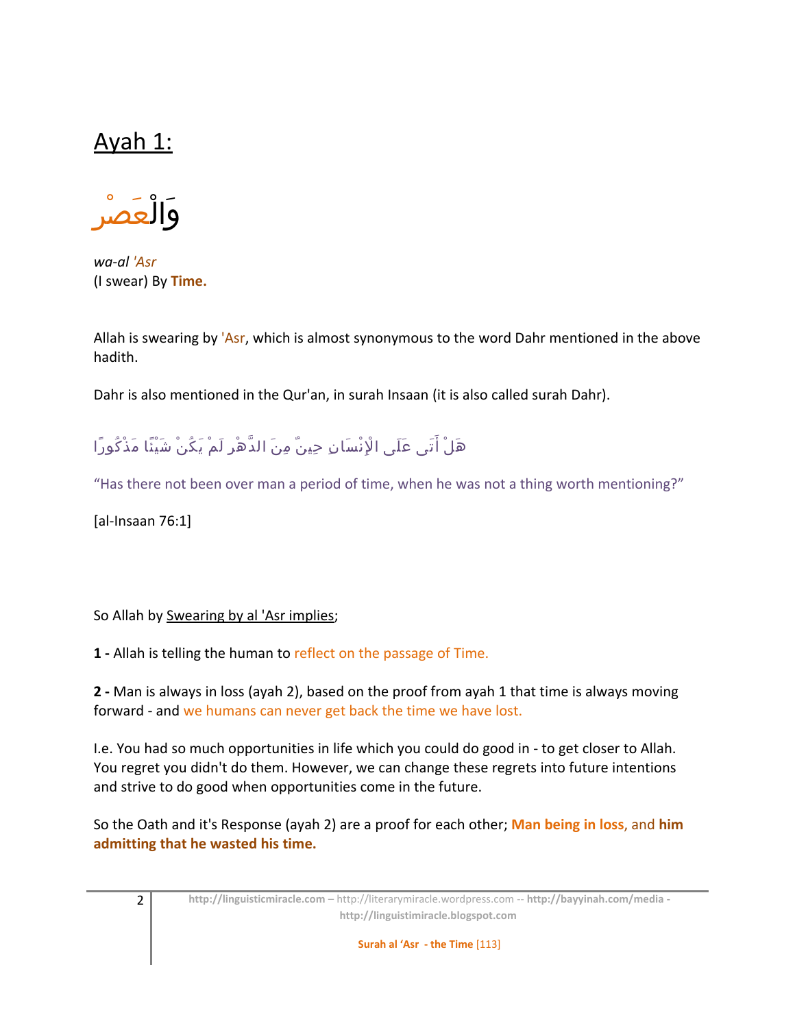## Ayah 1:

وَالْعَصْرِ

*wa-al 'Asr*
(I swear) By **Time.**

Allah is swearing by 'Asr, which is almost synonymous to the word Dahr mentioned in the above hadith.

Dahr is also mentioned in the Qur'an, in surah Insaan (it is also called surah Dahr).

هَلْ أَتَى عَلَى الْإِنْسَانِ حِينٌ مِنَ الدَّهْرِ لَمْ يَكُنْ شَيْئًا مَذْكُورًا

"Has there not been over man a period of time, when he was not a thing worth mentioning?"

[al-Insaan 76:1]

So Allah by Swearing by al 'Asr implies;

**1 -** Allah is telling the human to reflect on the passage of Time.

**2 -** Man is always in loss (ayah 2), based on the proof from ayah 1 that time is always moving forward - and we humans can never get back the time we have lost.

I.e. You had so much opportunities in life which you could do good in - to get closer to Allah. You regret you didn't do them. However, we can change these regrets into future intentions and strive to do good when opportunities come in the future.

So the Oath and it's Response (ayah 2) are a proof for each other; **Man being in loss,** and **him admitting that he wasted his time.**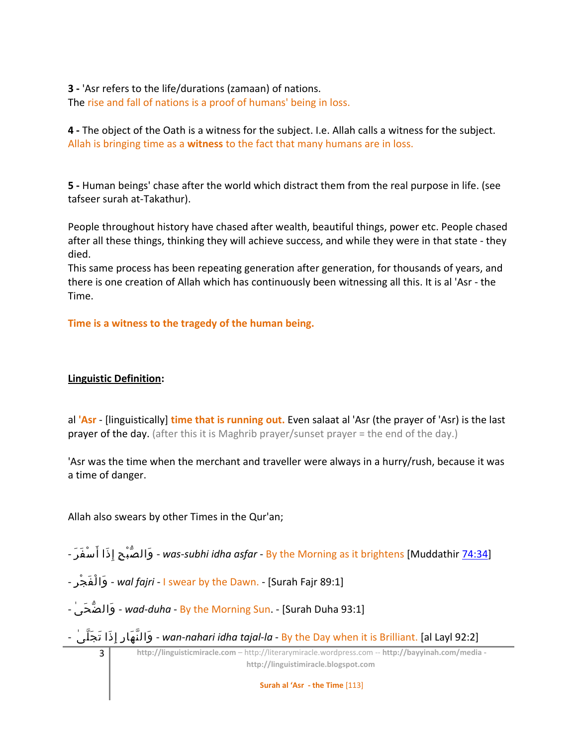**3 -** 'Asr refers to the life/durations (zamaan) of nations.
The rise and fall of nations is a proof of humans' being in loss.

**4 -** The object of the Oath is a witness for the subject. I.e. Allah calls a witness for the subject.
Allah is bringing time as a **witness** to the fact that many humans are in loss.

**5 -** Human beings' chase after the world which distract them from the real purpose in life. (see tafseer surah at-Takathur).

People throughout history have chased after wealth, beautiful things, power etc. People chased after all these things, thinking they will achieve success, and while they were in that state - they died.
This same process has been repeating generation after generation, for thousands of years, and there is one creation of Allah which has continuously been witnessing all this. It is al 'Asr - the Time.

**Time is a witness to the tragedy of the human being.**

**<u>Linguistic Definition</u>:**

al **'Asr** - [linguistically] **time that is running out.** Even salaat al 'Asr (the prayer of 'Asr) is the last prayer of the day. (after this it is Maghrib prayer/sunset prayer = the end of the day.)

'Asr was the time when the merchant and traveller were always in a hurry/rush, because it was a time of danger.

Allah also swears by other Times in the Qur'an;

- وَالصُّبْحِ إِذَا أَسْفَرَ - *was-subhi idha asfar* - By the Morning as it brightens [Muddathir 74:34]

- وَالْفَجْرِ - *wal fajri* - I swear by the Dawn. - [Surah Fajr 89:1]

- وَالضُّحَىٰ - *wad-duha* - By the Morning Sun. - [Surah Duha 93:1]

- وَالنَّهَارِ إِذَا تَجَلَّىٰ - *wan-nahari idha tajal-la* - By the Day when it is Brilliant. [al Layl 92:2]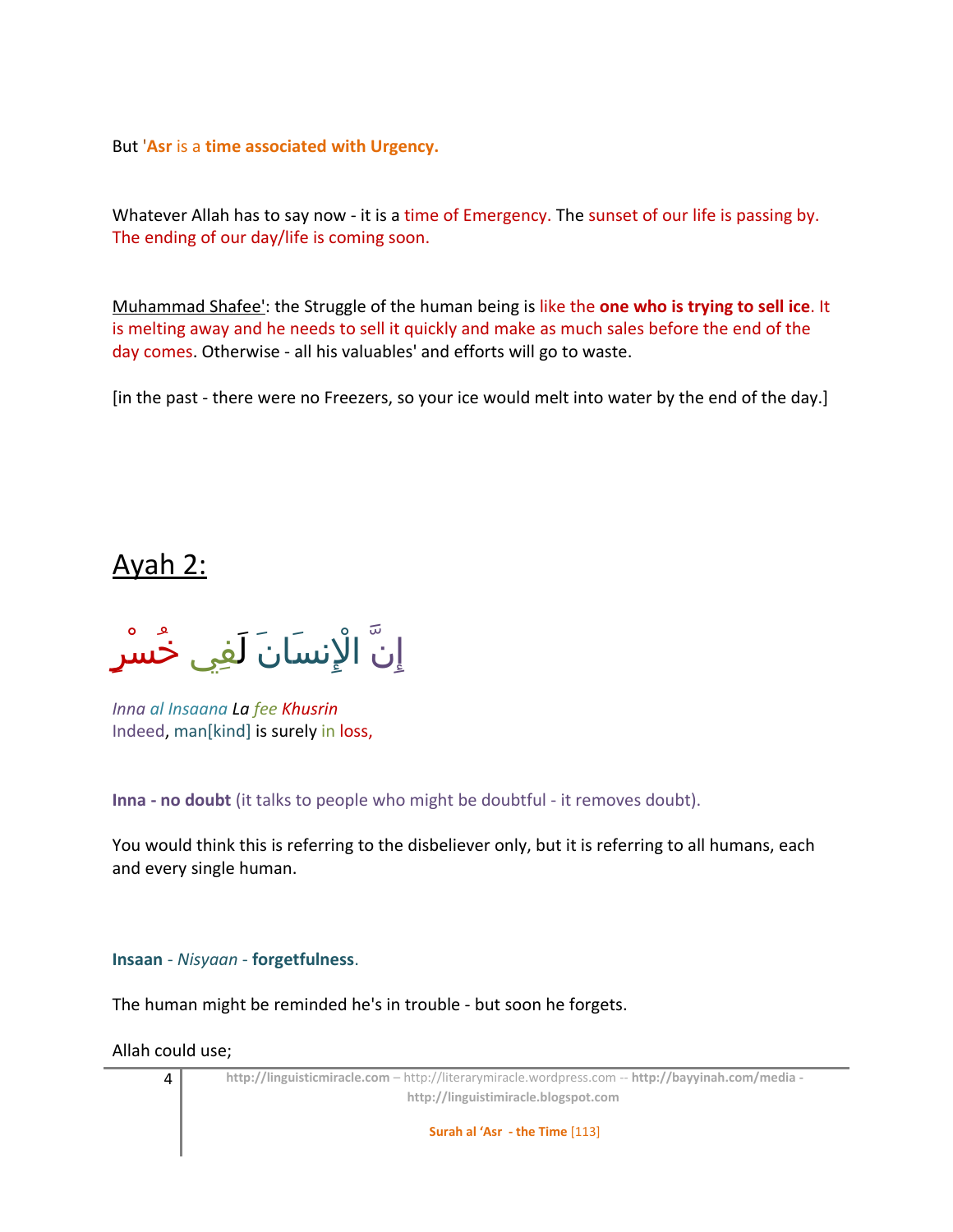But '**Asr** is a **time associated with Urgency.**

Whatever Allah has to say now - it is a time of Emergency. The sunset of our life is passing by. The ending of our day/life is coming soon.

Muhammad Shafee': the Struggle of the human being is like the **one who is trying to sell ice**. It is melting away and he needs to sell it quickly and make as much sales before the end of the day comes. Otherwise - all his valuables' and efforts will go to waste.

[in the past - there were no Freezers, so your ice would melt into water by the end of the day.]

## Ayah 2:

إِنَّ الْإِنسَانَ لَفِي خُسْرٍ

*Inna al Insaana La fee Khusrin*
Indeed, man[kind] is surely in loss,

**Inna - no doubt** (it talks to people who might be doubtful - it removes doubt).

You would think this is referring to the disbeliever only, but it is referring to all humans, each and every single human.

**Insaan** - *Nisyaan* - **forgetfulness**.

The human might be reminded he's in trouble - but soon he forgets.

Allah could use;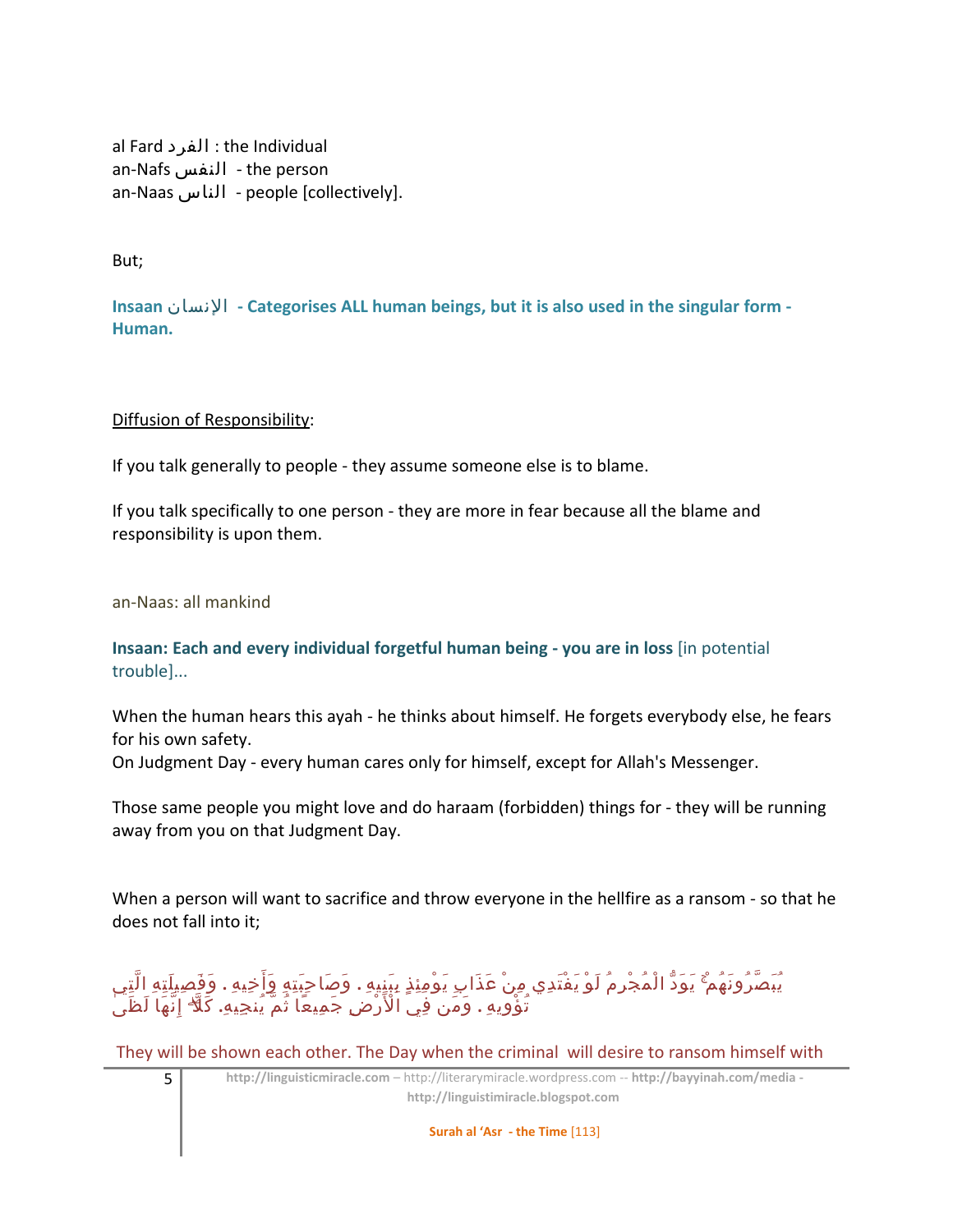al Fard الفرد : the Individual
an-Nafs النفس - the person
an-Naas الناس - people [collectively].

But;

**Insaan الإنسان - Categorises ALL human beings, but it is also used in the singular form - Human.**

<u>Diffusion of Responsibility</u>:

If you talk generally to people - they assume someone else is to blame.

If you talk specifically to one person - they are more in fear because all the blame and responsibility is upon them.

an-Naas: all mankind

**Insaan: Each and every individual forgetful human being - you are in loss** [in potential trouble]...

When the human hears this ayah - he thinks about himself. He forgets everybody else, he fears for his own safety.
On Judgment Day - every human cares only for himself, except for Allah's Messenger.

Those same people you might love and do haraam (forbidden) things for - they will be running away from you on that Judgment Day.

When a person will want to sacrifice and throw everyone in the hellfire as a ransom - so that he does not fall into it;

يُبَصَّرُونَهُمْ ۚ يَوَدُّ الْمُجْرِمُ لَوْ يَفْتَدِي مِنْ عَذَابِ يَوْمِئِذٍ بِبَنِيهِ . وَصَاحِبَتِهِ وَأَخِيهِ . وَفَصِيلَتِهِ الَّتِي تُؤْوِيهِ . وَمَن فِي الْأَرْضِ جَمِيعًا ثُمَّ يُنجِيهِ. كَلَّا ۖ إِنَّهَا لَظَىٰ

They will be shown each other. The Day when the criminal will desire to ransom himself with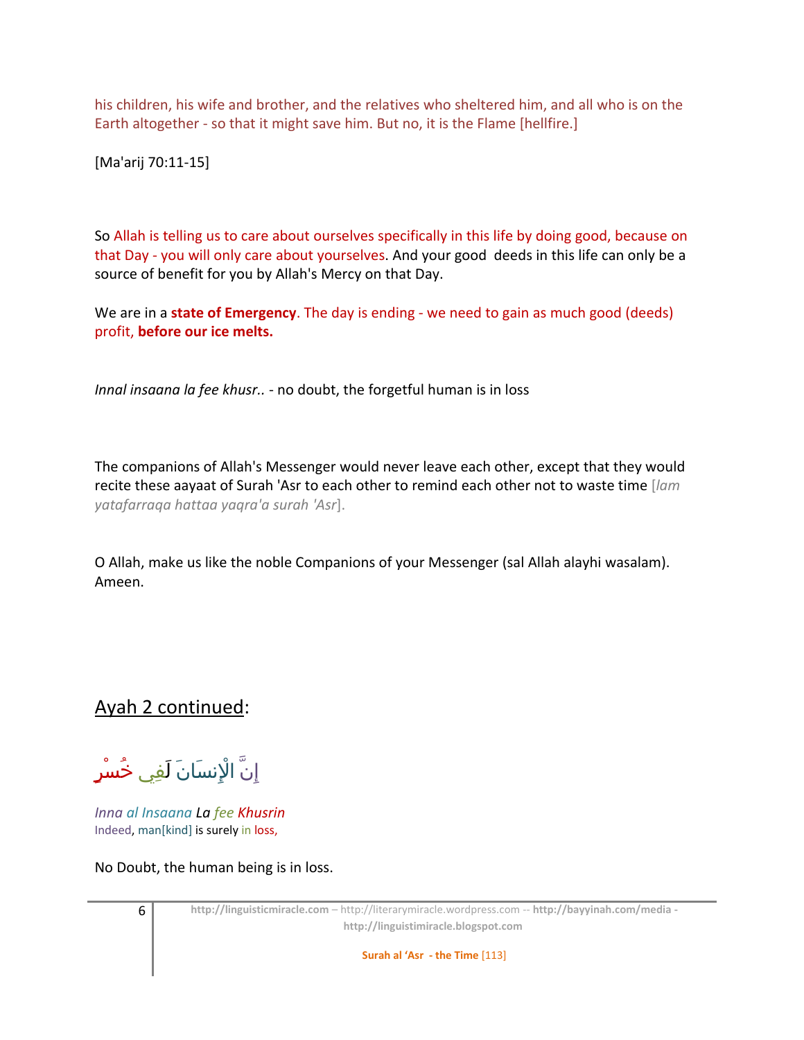his children, his wife and brother, and the relatives who sheltered him, and all who is on the Earth altogether - so that it might save him. But no, it is the Flame [hellfire.]

[Ma'arij 70:11-15]

So Allah is telling us to care about ourselves specifically in this life by doing good, because on that Day - you will only care about yourselves. And your good deeds in this life can only be a source of benefit for you by Allah's Mercy on that Day.

We are in a **state of Emergency**. The day is ending - we need to gain as much good (deeds) profit, **before our ice melts.**

*Innal insaana la fee khusr..* - no doubt, the forgetful human is in loss

The companions of Allah's Messenger would never leave each other, except that they would recite these aayaat of Surah 'Asr to each other to remind each other not to waste time [*lam yatafarraqa hattaa yaqra'a surah 'Asr*].

O Allah, make us like the noble Companions of your Messenger (sal Allah alayhi wasalam). Ameen.

## Ayah 2 continued:

إِنَّ الْإِنسَانَ لَفِي خُسْرٍ

*Inna al Insaana La fee Khusrin*
Indeed, man[kind] is surely in loss,

No Doubt, the human being is in loss.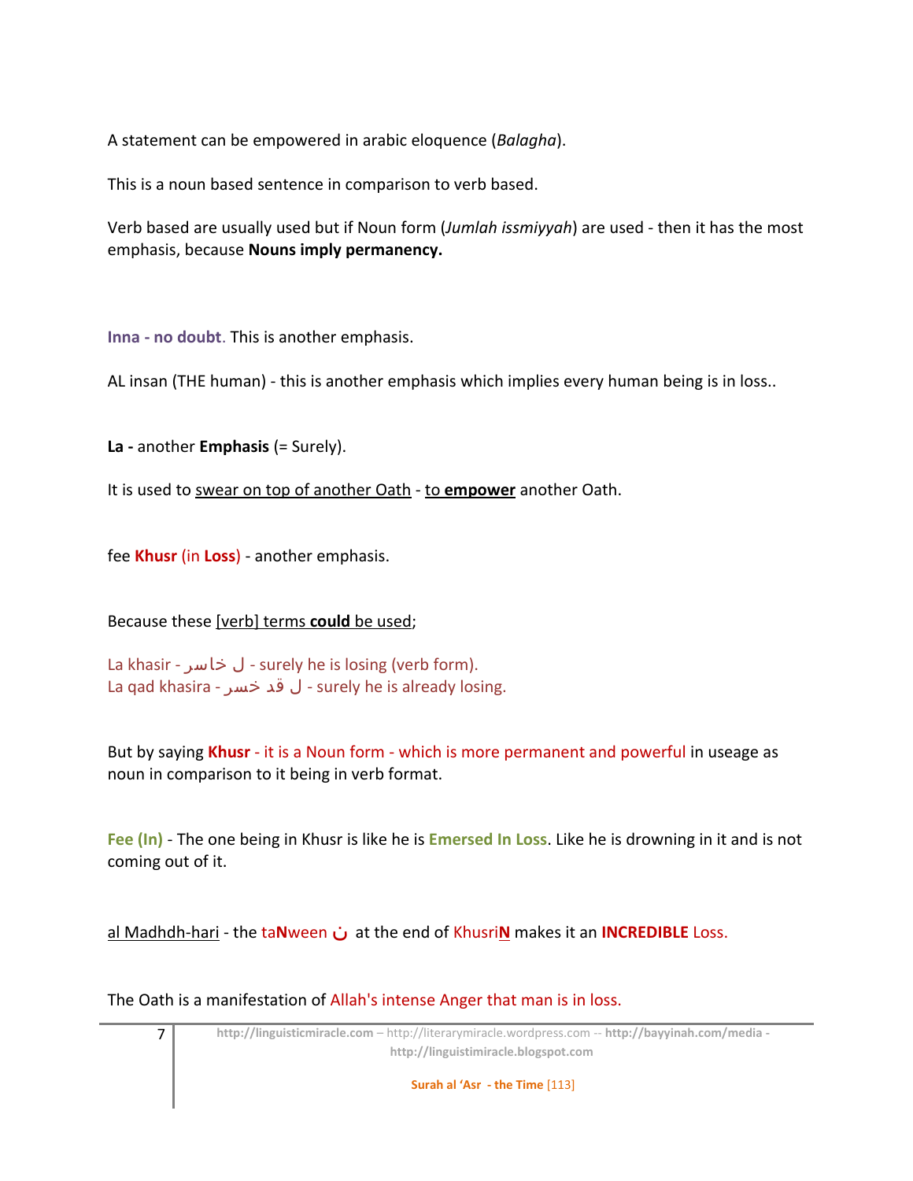A statement can be empowered in arabic eloquence (*Balagha*).

This is a noun based sentence in comparison to verb based.

Verb based are usually used but if Noun form (*Jumlah issmiyyah*) are used - then it has the most emphasis, because **Nouns imply permanency.**

**Inna - no doubt**. This is another emphasis.

AL insan (THE human) - this is another emphasis which implies every human being is in loss..

**La -** another **Emphasis** (= Surely).

It is used to swear on top of another Oath - to **empower** another Oath.

fee **Khusr** (in **Loss**) - another emphasis.

Because these [verb] terms **could** be used;

La khasir - ل خاسر - surely he is losing (verb form).
La qad khasira - ل قد خسر - surely he is already losing.

But by saying **Khusr** - it is a Noun form - which is more permanent and powerful in useage as noun in comparison to it being in verb format.

**Fee (In)** - The one being in Khusr is like he is **Emersed In Loss**. Like he is drowning in it and is not coming out of it.

al Madhdh-hari - the ta**N**ween ن at the end of Khusri**N** makes it an **INCREDIBLE** Loss.

The Oath is a manifestation of Allah's intense Anger that man is in loss.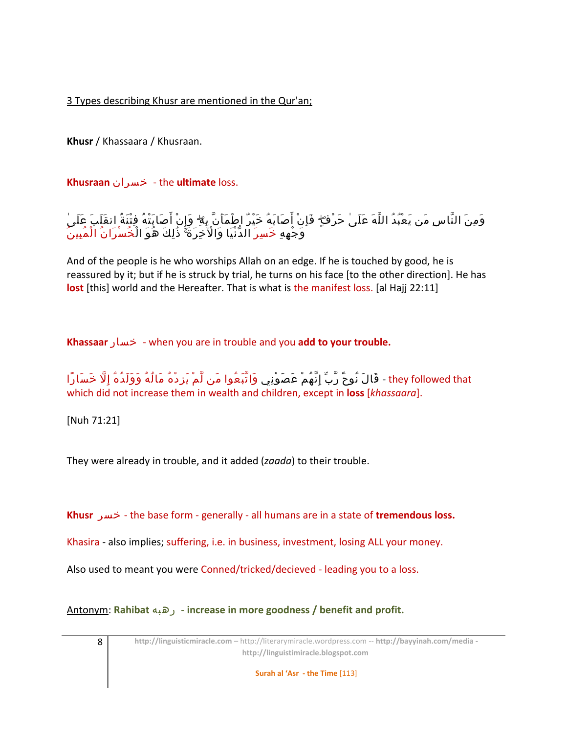3 Types describing Khusr are mentioned in the Qur'an;

**Khusr** / Khassaara / Khusraan.

**Khusraan** خسران - the **ultimate** loss.

وَمِنَ النَّاسِ مَن يَعْبُدُ اللَّهَ عَلَىٰ حَرْفٍ ۖ فَإِنْ أَصَابَهُ خَيْرٌ اطْمَأَنَّ بِهِ ۖ وَإِنْ أَصَابَتْهُ فِتْنَةٌ انقَلَبَ عَلَىٰ وَجْهِهِ خَسِرَ الدُّنْيَا وَالْآخِرَةَ ۚ ذَٰلِكَ هُوَ الْخُسْرَانُ الْمُبِينُ

And of the people is he who worships Allah on an edge. If he is touched by good, he is reassured by it; but if he is struck by trial, he turns on his face [to the other direction]. He has **lost** [this] world and the Hereafter. That is what is the manifest loss. [al Hajj 22:11]

**Khassaar** خسار - when you are in trouble and you **add to your trouble.**

قَالَ نُوحٌ رَّبِّ إِنَّهُمْ عَصَوْنِي وَاتَّبَعُوا مَن لَّمْ يَزِدْهُ مَالُهُ وَوَلَدُهُ إِلَّا خَسَارًا - they followed that which did not increase them in wealth and children, except in **loss** [*khassaara*].

[Nuh 71:21]

They were already in trouble, and it added (*zaada*) to their trouble.

**Khusr** خسر - the base form - generally - all humans are in a state of **tremendous loss.**

Khasira - also implies; suffering, i.e. in business, investment, losing ALL your money.

Also used to meant you were Conned/tricked/decieved - leading you to a loss.

Antonym: **Rahibat** رهبه - **increase in more goodness / benefit and profit.**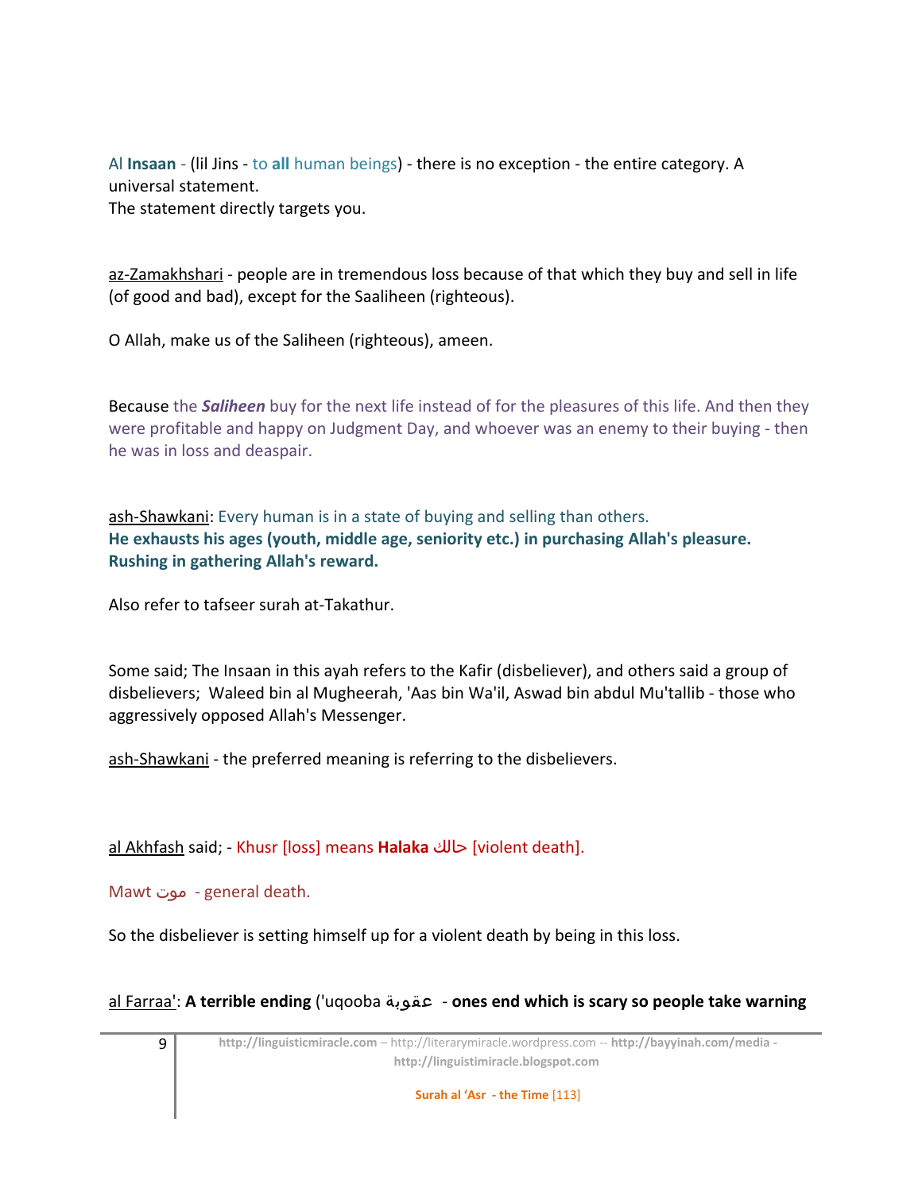Al **Insaan** - (lil Jins - to **all** human beings) - there is no exception - the entire category. A universal statement.
The statement directly targets you.

az-Zamakhshari - people are in tremendous loss because of that which they buy and sell in life (of good and bad), except for the Saaliheen (righteous).

O Allah, make us of the Saliheen (righteous), ameen.

Because the ***Saliheen*** buy for the next life instead of for the pleasures of this life. And then they were profitable and happy on Judgment Day, and whoever was an enemy to their buying - then he was in loss and deaspair.

ash-Shawkani: Every human is in a state of buying and selling than others.
**He exhausts his ages (youth, middle age, seniority etc.) in purchasing Allah's pleasure. Rushing in gathering Allah's reward.**

Also refer to tafseer surah at-Takathur.

Some said; The Insaan in this ayah refers to the Kafir (disbeliever), and others said a group of disbelievers; Waleed bin al Mugheerah, 'Aas bin Wa'il, Aswad bin abdul Mu'tallib - those who aggressively opposed Allah's Messenger.

ash-Shawkani - the preferred meaning is referring to the disbelievers.

al Akhfash said; - Khusr [loss] means **Halaka** حالك [violent death].

Mawt موت - general death.

So the disbeliever is setting himself up for a violent death by being in this loss.

al Farraa': **A terrible ending** ('uqooba عقوبة - **ones end which is scary so people take warning**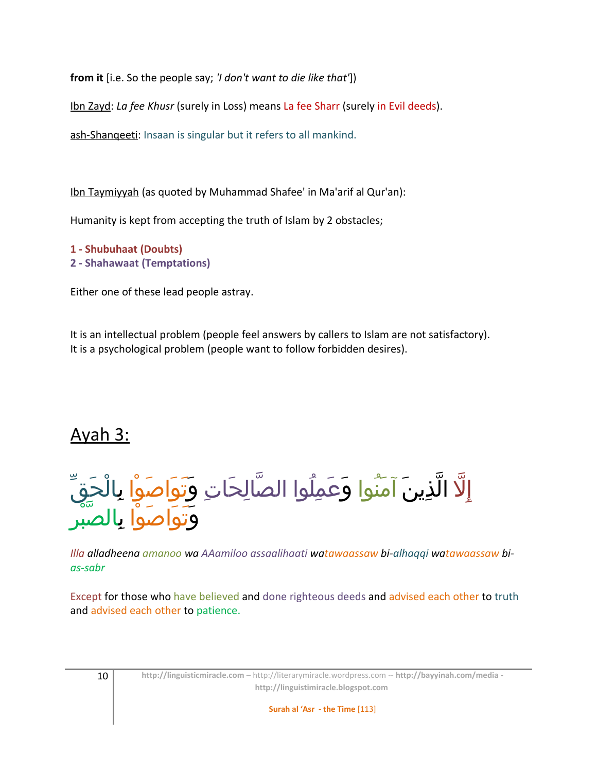**from it** [i.e. So the people say; *'I don't want to die like that'*])

Ibn Zayd: *La fee Khusr* (surely in Loss) means La fee Sharr (surely in Evil deeds).

ash-Shanqeeti: Insaan is singular but it refers to all mankind.

Ibn Taymiyyah (as quoted by Muhammad Shafee' in Ma'arif al Qur'an):

Humanity is kept from accepting the truth of Islam by 2 obstacles;

**1 - Shubuhaat (Doubts)**
**2 - Shahawaat (Temptations)**

Either one of these lead people astray.

It is an intellectual problem (people feel answers by callers to Islam are not satisfactory).
It is a psychological problem (people want to follow forbidden desires).

## Ayah 3:

إِلَّا الَّذِينَ آمَنُوا وَعَمِلُوا الصَّالِحَاتِ وَتَوَاصَوْا بِالْحَقِّ وَتَوَاصَوْا بِالصَّبْرِ

*Illa alladheena amanoo wa AAamiloo assaalihaati watawaassaw bi-alhaqqi watawaassaw bi-as-sabr*

Except for those who have believed and done righteous deeds and advised each other to truth and advised each other to patience.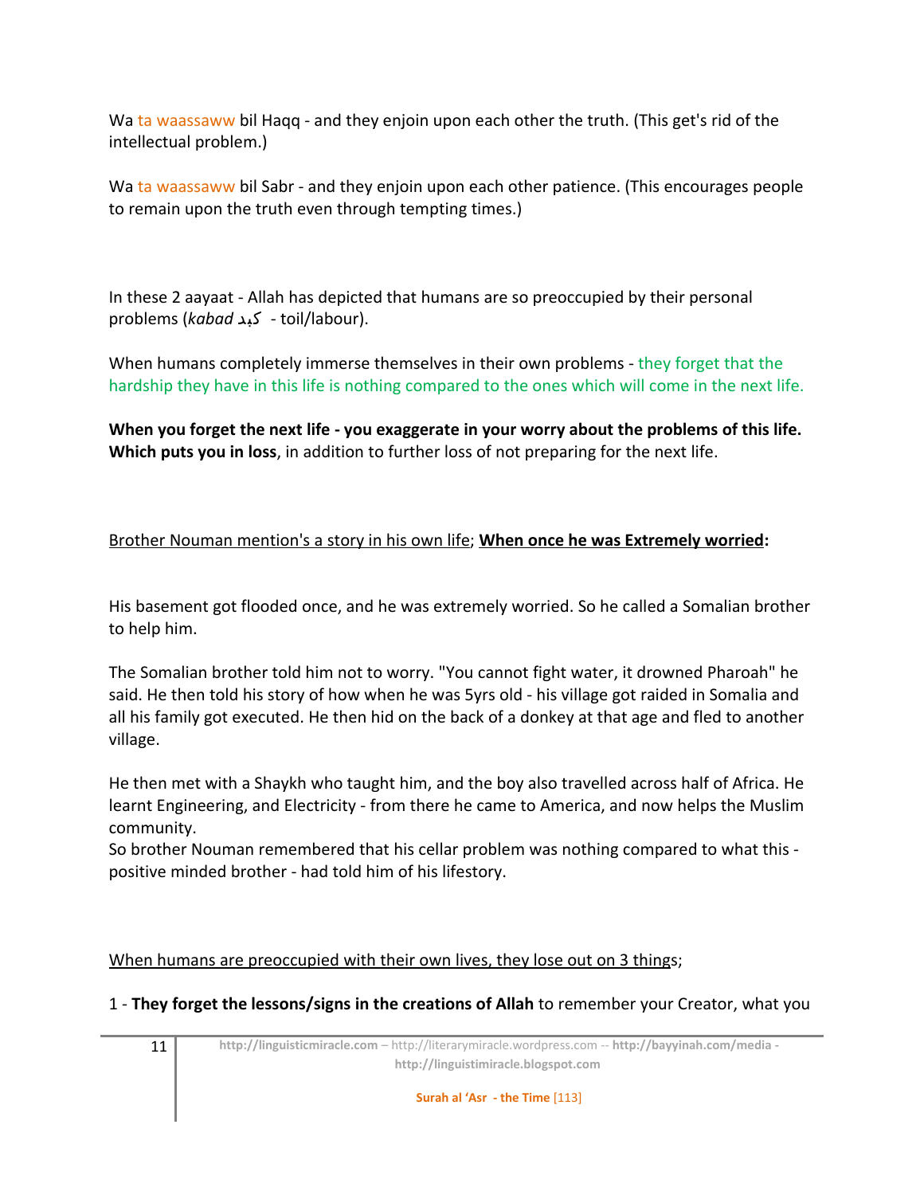Wa ta waassaww bil Haqq - and they enjoin upon each other the truth. (This get's rid of the intellectual problem.)

Wa ta waassaww bil Sabr - and they enjoin upon each other patience. (This encourages people to remain upon the truth even through tempting times.)

In these 2 aayaat - Allah has depicted that humans are so preoccupied by their personal problems (*kabad* كبد - toil/labour).

When humans completely immerse themselves in their own problems - they forget that the hardship they have in this life is nothing compared to the ones which will come in the next life.

**When you forget the next life - you exaggerate in your worry about the problems of this life. Which puts you in loss**, in addition to further loss of not preparing for the next life.

Brother Nouman mention's a story in his own life; **When once he was Extremely worried:**

His basement got flooded once, and he was extremely worried. So he called a Somalian brother to help him.

The Somalian brother told him not to worry. "You cannot fight water, it drowned Pharoah" he said. He then told his story of how when he was 5yrs old - his village got raided in Somalia and all his family got executed. He then hid on the back of a donkey at that age and fled to another village.

He then met with a Shaykh who taught him, and the boy also travelled across half of Africa. He learnt Engineering, and Electricity - from there he came to America, and now helps the Muslim community.
So brother Nouman remembered that his cellar problem was nothing compared to what this - positive minded brother - had told him of his lifestory.

When humans are preoccupied with their own lives, they lose out on 3 things;

1 - **They forget the lessons/signs in the creations of Allah** to remember your Creator, what you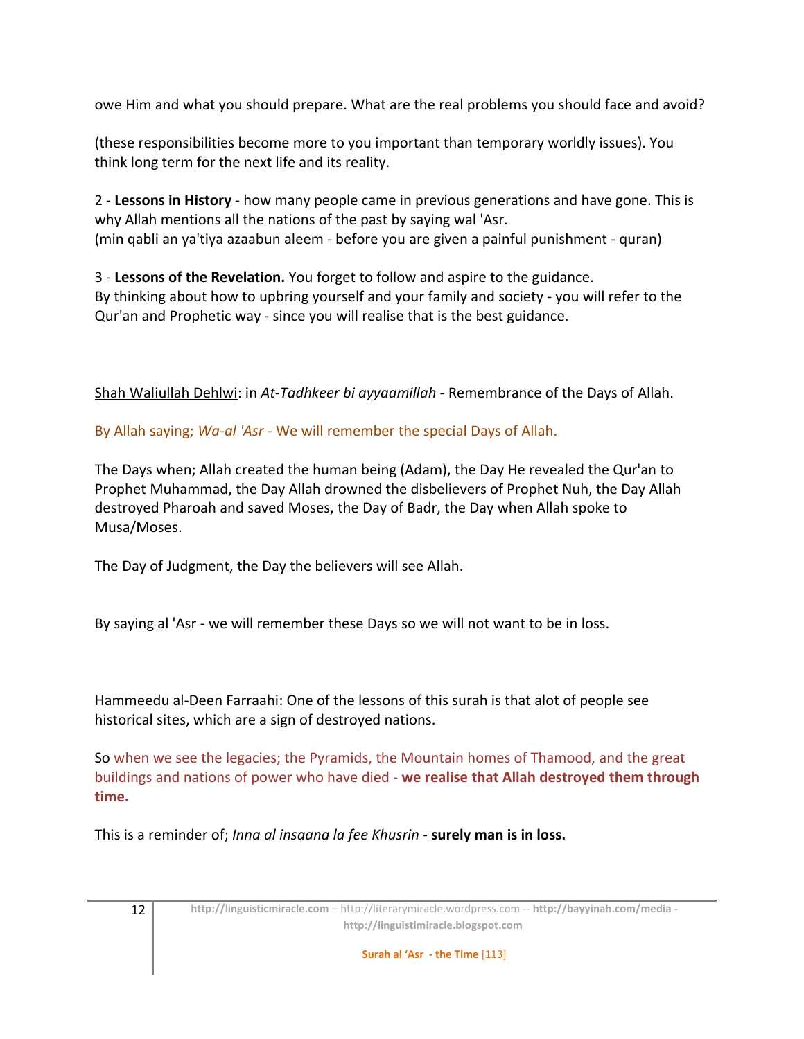owe Him and what you should prepare. What are the real problems you should face and avoid?

(these responsibilities become more to you important than temporary worldly issues). You think long term for the next life and its reality.

2 - **Lessons in History** - how many people came in previous generations and have gone. This is why Allah mentions all the nations of the past by saying wal 'Asr.
(min qabli an ya'tiya azaabun aleem - before you are given a painful punishment - quran)

3 - **Lessons of the Revelation.** You forget to follow and aspire to the guidance.
By thinking about how to upbring yourself and your family and society - you will refer to the Qur'an and Prophetic way - since you will realise that is the best guidance.

Shah Waliullah Dehlwi: in *At-Tadhkeer bi ayyaamillah* - Remembrance of the Days of Allah.

By Allah saying; *Wa-al 'Asr* - We will remember the special Days of Allah.

The Days when; Allah created the human being (Adam), the Day He revealed the Qur'an to Prophet Muhammad, the Day Allah drowned the disbelievers of Prophet Nuh, the Day Allah destroyed Pharoah and saved Moses, the Day of Badr, the Day when Allah spoke to Musa/Moses.

The Day of Judgment, the Day the believers will see Allah.

By saying al 'Asr - we will remember these Days so we will not want to be in loss.

Hammeedu al-Deen Farraahi: One of the lessons of this surah is that alot of people see historical sites, which are a sign of destroyed nations.

So when we see the legacies; the Pyramids, the Mountain homes of Thamood, and the great buildings and nations of power who have died - **we realise that Allah destroyed them through time.**

This is a reminder of; *Inna al insaana la fee Khusrin* - **surely man is in loss.**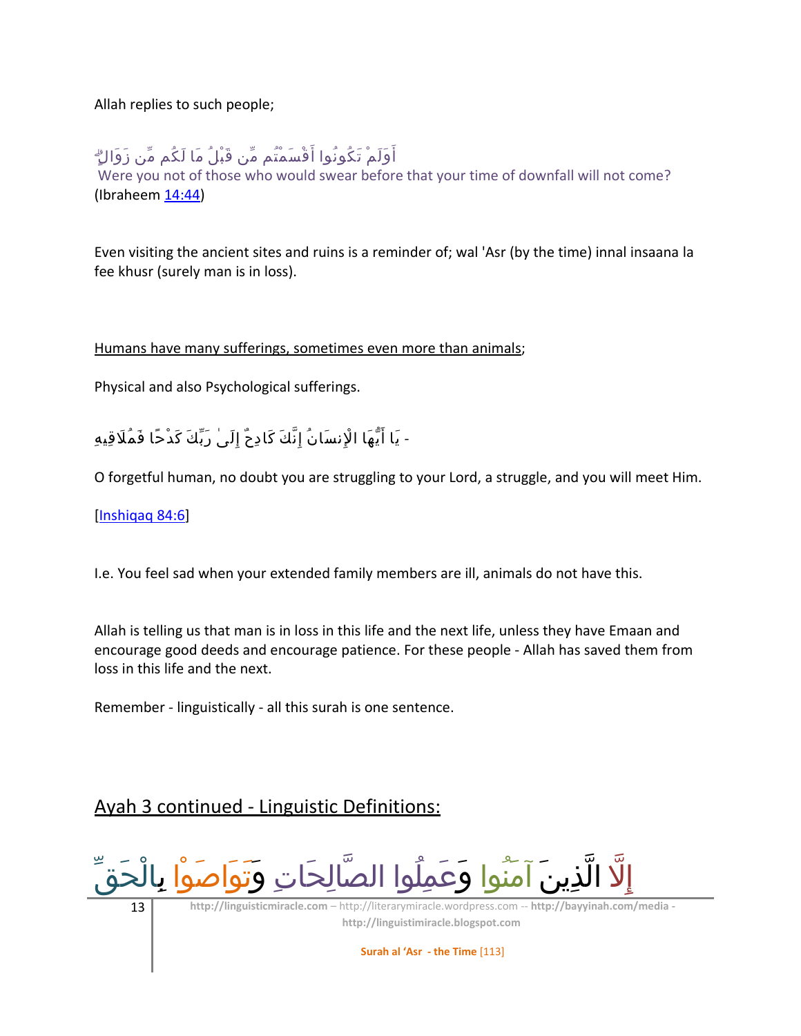Allah replies to such people;

أَوَلَمْ تَكُونُوا أَقْسَمْتُم مِّن قَبْلُ مَا لَكُم مِّن زَوَالٍ

Were you not of those who would swear before that your time of downfall will not come? (Ibraheem 14:44)

Even visiting the ancient sites and ruins is a reminder of; wal 'Asr (by the time) innal insaana la fee khusr (surely man is in loss).

Humans have many sufferings, sometimes even more than animals;

Physical and also Psychological sufferings.

- يَا أَيُّهَا الْإِنسَانُ إِنَّكَ كَادِحٌ إِلَىٰ رَبِّكَ كَدْحًا فَمُلَاقِيهِ

O forgetful human, no doubt you are struggling to your Lord, a struggle, and you will meet Him.

[Inshiqaq 84:6]

I.e. You feel sad when your extended family members are ill, animals do not have this.

Allah is telling us that man is in loss in this life and the next life, unless they have Emaan and encourage good deeds and encourage patience. For these people - Allah has saved them from loss in this life and the next.

Remember - linguistically - all this surah is one sentence.

## Ayah 3 continued - Linguistic Definitions:

إِلَّا الَّذِينَ آمَنُوا وَعَمِلُوا الصَّالِحَاتِ وَتَوَاصَوْا بِالْحَقِّ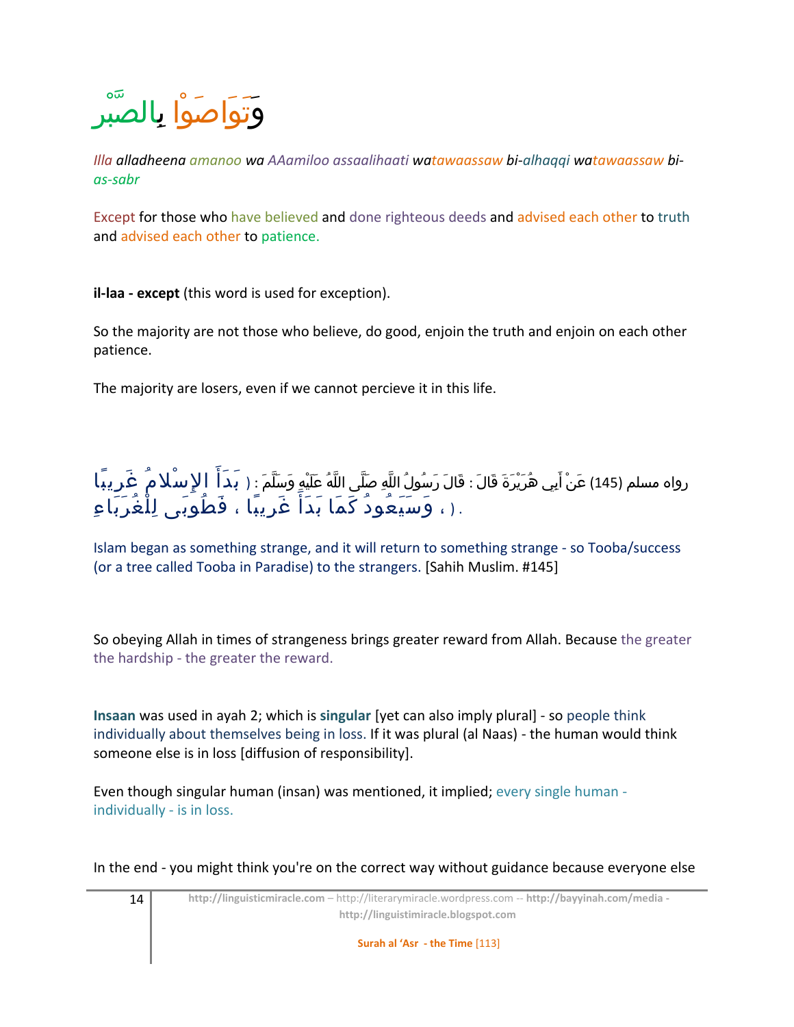# وَتَوَاصَوْا بِالصَّبْرِ

*Illa alladheena amanoo wa AAamiloo assaalihaati watawaassaw bi-alhaqqi watawaassaw bi-as-sabr*

Except for those who have believed and done righteous deeds and advised each other to truth and advised each other to patience.

**il-laa - except** (this word is used for exception).

So the majority are not those who believe, do good, enjoin the truth and enjoin on each other patience.

The majority are losers, even if we cannot percieve it in this life.

رواه مسلم (145) عَنْ أَبِي هُرَيْرَةَ قَالَ : قَالَ رَسُولُ اللَّهِ صَلَّى اللَّهُ عَلَيْهِ وَسَلَّمَ : ( بَدَأَ الإِسْلامُ غَرِيبًا ، وَسَيَعُودُ كَمَا بَدَأَ غَرِيبًا ، فَطُوبَى لِلْغُرَبَاءِ ) .

Islam began as something strange, and it will return to something strange - so Tooba/success (or a tree called Tooba in Paradise) to the strangers. [Sahih Muslim. #145]

So obeying Allah in times of strangeness brings greater reward from Allah. Because the greater the hardship - the greater the reward.

**Insaan** was used in ayah 2; which is **singular** [yet can also imply plural] - so people think individually about themselves being in loss. If it was plural (al Naas) - the human would think someone else is in loss [diffusion of responsibility].

Even though singular human (insan) was mentioned, it implied; every single human - individually - is in loss.

In the end - you might think you're on the correct way without guidance because everyone else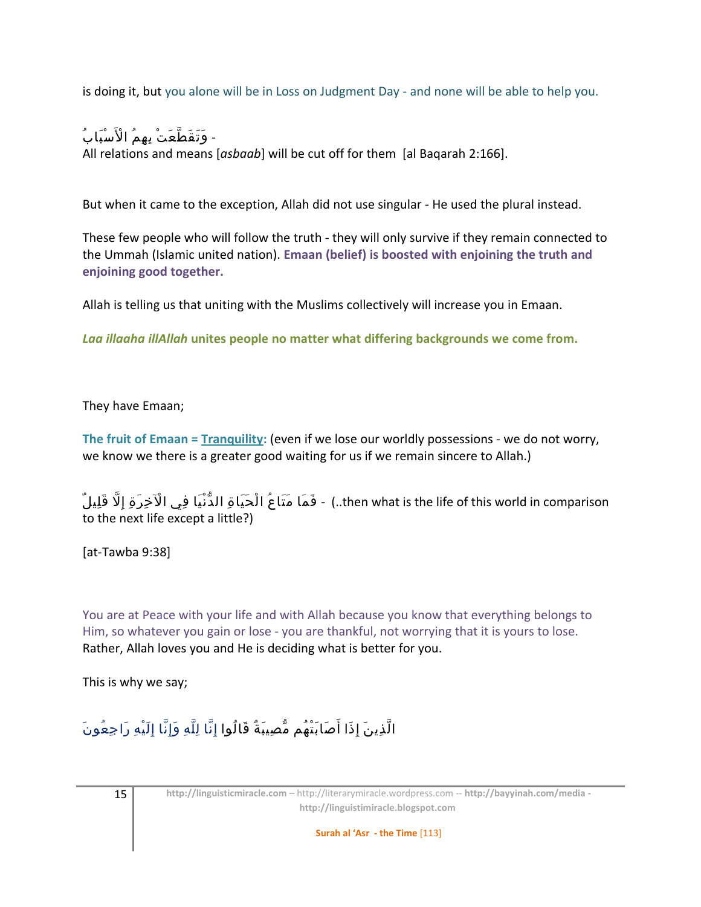is doing it, but you alone will be in Loss on Judgment Day - and none will be able to help you.

وَتَقَطَّعَتْ بِهِمُ الْأَسْبَابُ -

All relations and means [*asbaab*] will be cut off for them [al Baqarah 2:166].

But when it came to the exception, Allah did not use singular - He used the plural instead.

These few people who will follow the truth - they will only survive if they remain connected to the Ummah (Islamic united nation). **Emaan (belief) is boosted with enjoining the truth and enjoining good together.**

Allah is telling us that uniting with the Muslims collectively will increase you in Emaan.

***Laa illaaha illAllah*** **unites people no matter what differing backgrounds we come from.**

They have Emaan;

**The fruit of Emaan = Tranquility:** (even if we lose our worldly possessions - we do not worry, we know we there is a greater good waiting for us if we remain sincere to Allah.)

فَمَا مَتَاعُ الْحَيَاةِ الدُّنْيَا فِي الْآخِرَةِ إِلَّا قَلِيلٌ - (..then what is the life of this world in comparison to the next life except a little?)

[at-Tawba 9:38]

You are at Peace with your life and with Allah because you know that everything belongs to Him, so whatever you gain or lose - you are thankful, not worrying that it is yours to lose. Rather, Allah loves you and He is deciding what is better for you.

This is why we say;

الَّذِينَ إِذَا أَصَابَتْهُم مُّصِيبَةٌ قَالُوا إِنَّا لِلَّهِ وَإِنَّا إِلَيْهِ رَاجِعُونَ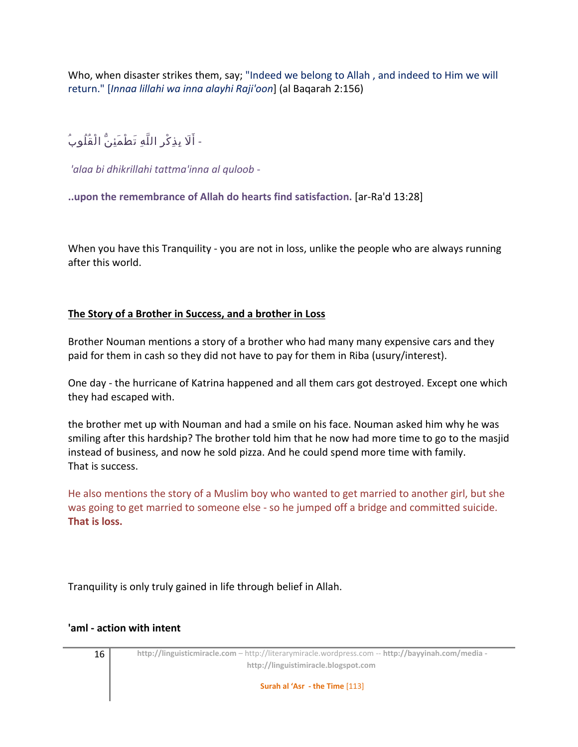Who, when disaster strikes them, say; "Indeed we belong to Allah , and indeed to Him we will return." [*Innaa lillahi wa inna alayhi Raji'oon*] (al Baqarah 2:156)

- أَلَا بِذِكْرِ اللَّهِ تَطْمَئِنُّ الْقُلُوبُ

*'alaa bi dhikrillahi tattma'inna al quloob -*

**..upon the remembrance of Allah do hearts find satisfaction.** [ar-Ra'd 13:28]

When you have this Tranquility - you are not in loss, unlike the people who are always running after this world.

**The Story of a Brother in Success, and a brother in Loss**

Brother Nouman mentions a story of a brother who had many many expensive cars and they paid for them in cash so they did not have to pay for them in Riba (usury/interest).

One day - the hurricane of Katrina happened and all them cars got destroyed. Except one which they had escaped with.

the brother met up with Nouman and had a smile on his face. Nouman asked him why he was smiling after this hardship? The brother told him that he now had more time to go to the masjid instead of business, and now he sold pizza. And he could spend more time with family.
That is success.

He also mentions the story of a Muslim boy who wanted to get married to another girl, but she was going to get married to someone else - so he jumped off a bridge and committed suicide. **That is loss.**

Tranquility is only truly gained in life through belief in Allah.

**'aml - action with intent**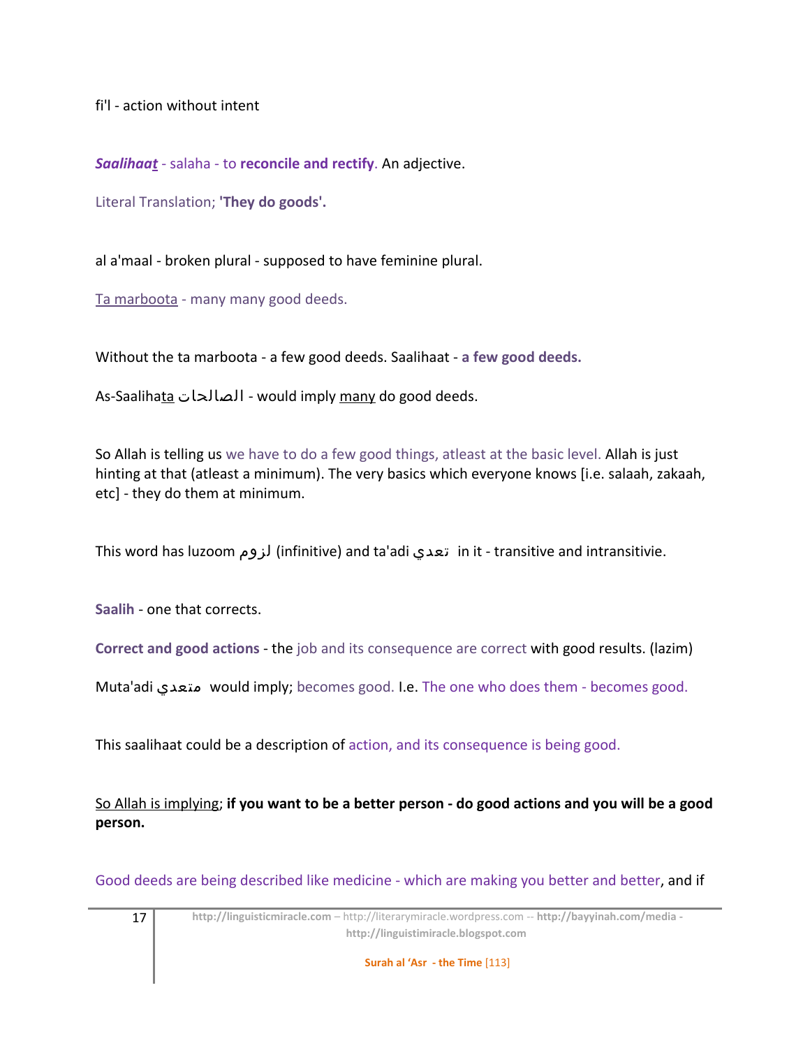fi'l - action without intent

***Saalihaat*** - salaha - to **reconcile and rectify**. An adjective.

Literal Translation; **'They do goods'.**

al a'maal - broken plural - supposed to have feminine plural.

Ta marboota - many many good deeds.

Without the ta marboota - a few good deeds. Saalihaat - **a few good deeds.**

As-Saalihata الصالحات - would imply many do good deeds.

So Allah is telling us we have to do a few good things, atleast at the basic level. Allah is just hinting at that (atleast a minimum). The very basics which everyone knows [i.e. salaah, zakaah, etc] - they do them at minimum.

This word has luzoom لزوم (infinitive) and ta'adi تعدي in it - transitive and intransitivie.

**Saalih** - one that corrects.

**Correct and good actions** - the job and its consequence are correct with good results. (lazim)

Muta'adi متعدي would imply; becomes good. I.e. The one who does them - becomes good.

This saalihaat could be a description of action, and its consequence is being good.

So Allah is implying; **if you want to be a better person - do good actions and you will be a good person.**

Good deeds are being described like medicine - which are making you better and better, and if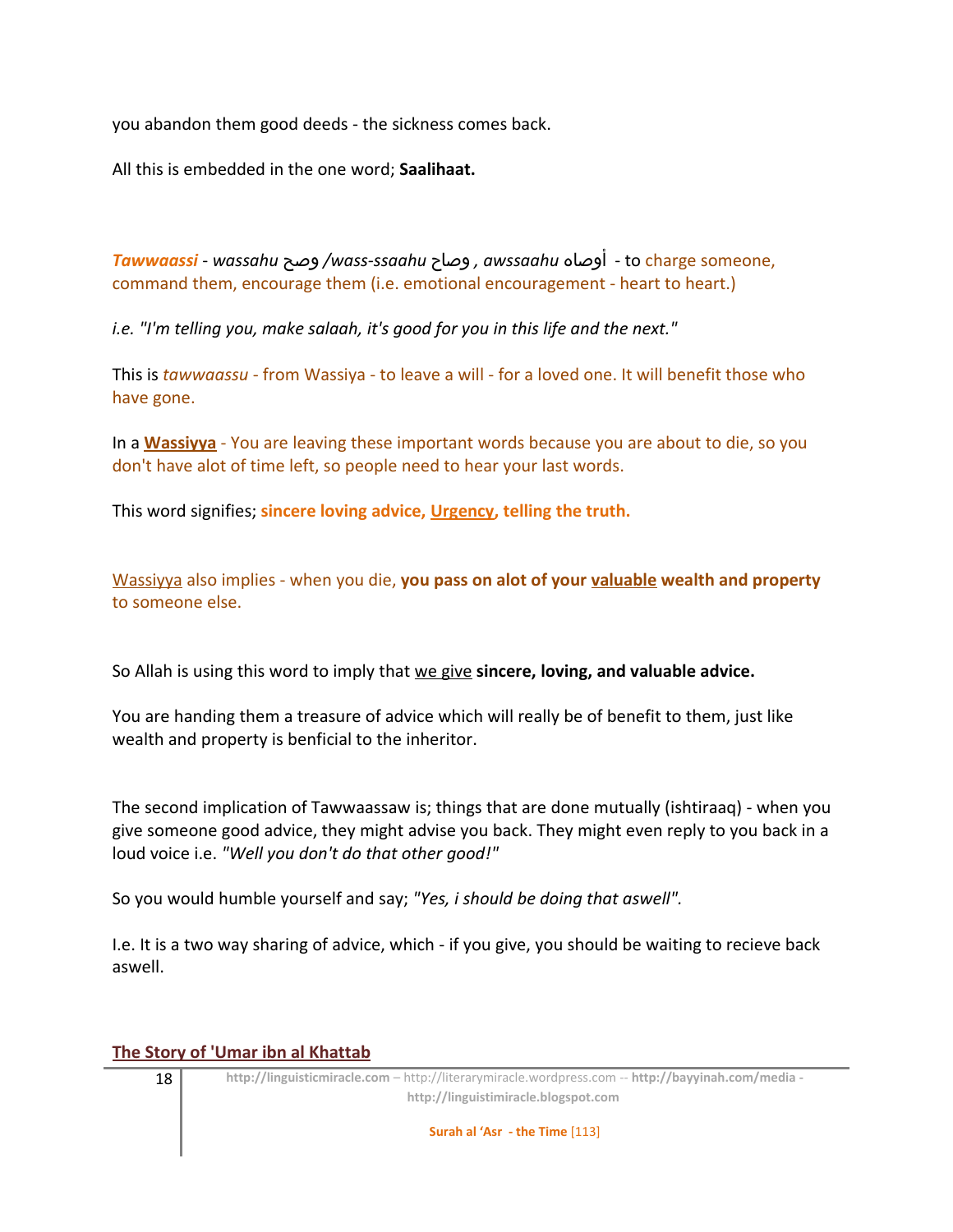you abandon them good deeds - the sickness comes back.

All this is embedded in the one word; **Saalihaat.**

***Tawwaassi*** - *wassahu* وصح /*wass-ssaahu* وصاح , *awssaahu* أوصاه - to charge someone, command them, encourage them (i.e. emotional encouragement - heart to heart.)

*i.e. "I'm telling you, make salaah, it's good for you in this life and the next."*

This is *tawwaassu* - from Wassiya - to leave a will - for a loved one. It will benefit those who have gone.

In a **Wassiyya** - You are leaving these important words because you are about to die, so you don't have alot of time left, so people need to hear your last words.

This word signifies; **sincere loving advice, Urgency, telling the truth.**

Wassiyya also implies - when you die, **you pass on alot of your valuable wealth and property** to someone else.

So Allah is using this word to imply that we give **sincere, loving, and valuable advice.**

You are handing them a treasure of advice which will really be of benefit to them, just like wealth and property is benficial to the inheritor.

The second implication of Tawwaassaw is; things that are done mutually (ishtiraaq) - when you give someone good advice, they might advise you back. They might even reply to you back in a loud voice i.e. *"Well you don't do that other good!"*

So you would humble yourself and say; *"Yes, i should be doing that aswell".*

I.e. It is a two way sharing of advice, which - if you give, you should be waiting to recieve back aswell.

## The Story of 'Umar ibn al Khattab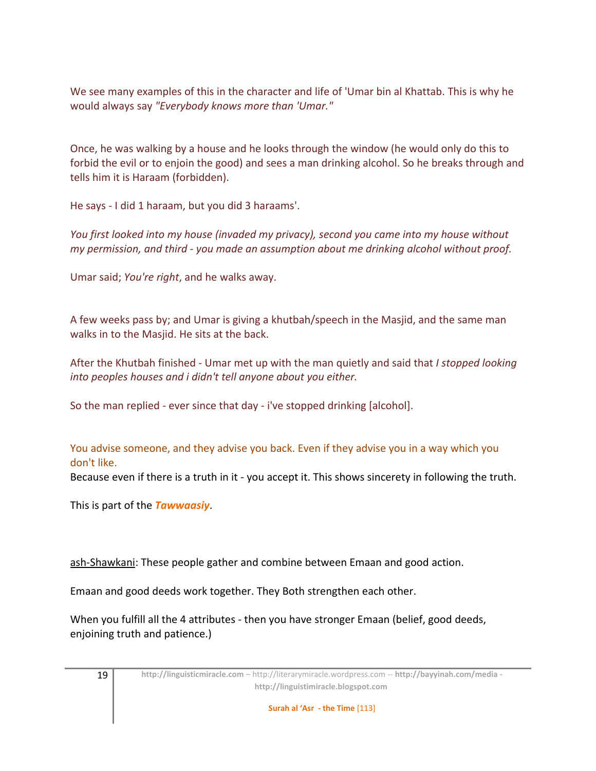We see many examples of this in the character and life of 'Umar bin al Khattab. This is why he would always say *"Everybody knows more than 'Umar."*

Once, he was walking by a house and he looks through the window (he would only do this to forbid the evil or to enjoin the good) and sees a man drinking alcohol. So he breaks through and tells him it is Haraam (forbidden).

He says - I did 1 haraam, but you did 3 haraams'.

*You first looked into my house (invaded my privacy), second you came into my house without my permission, and third - you made an assumption about me drinking alcohol without proof.*

Umar said; *You're right*, and he walks away.

A few weeks pass by; and Umar is giving a khutbah/speech in the Masjid, and the same man walks in to the Masjid. He sits at the back.

After the Khutbah finished - Umar met up with the man quietly and said that *I stopped looking into peoples houses and i didn't tell anyone about you either.*

So the man replied - ever since that day - i've stopped drinking [alcohol].

You advise someone, and they advise you back. Even if they advise you in a way which you don't like.
Because even if there is a truth in it - you accept it. This shows sincerety in following the truth.

This is part of the ***Tawwaasiy***.

ash-Shawkani: These people gather and combine between Emaan and good action.

Emaan and good deeds work together. They Both strengthen each other.

When you fulfill all the 4 attributes - then you have stronger Emaan (belief, good deeds, enjoining truth and patience.)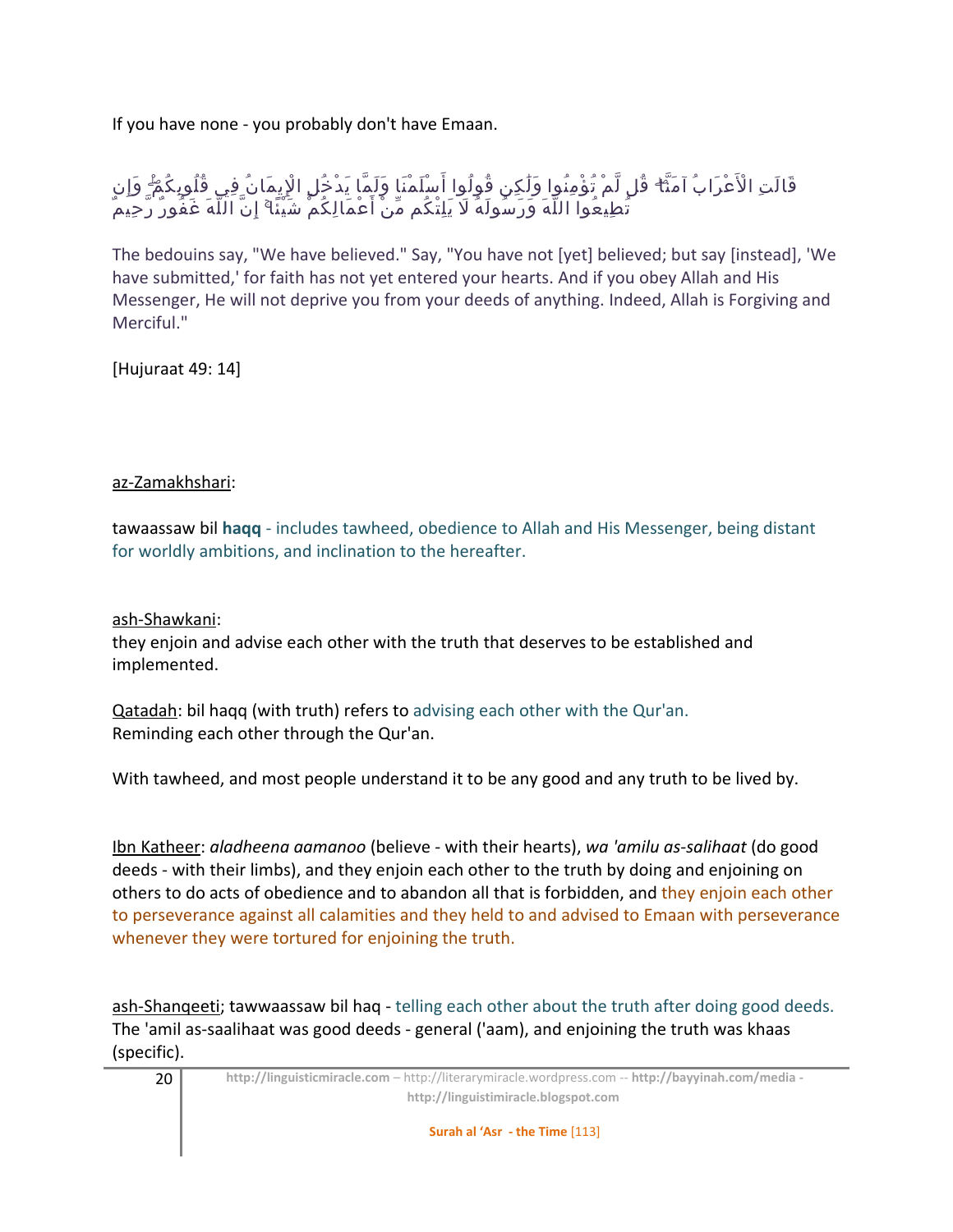If you have none - you probably don't have Emaan.

قَالَتِ الْأَعْرَابُ آمَنَّا ۖ قُل لَّمْ تُؤْمِنُوا وَلَٰكِن قُولُوا أَسْلَمْنَا وَلَمَّا يَدْخُلِ الْإِيمَانُ فِي قُلُوبِكُمْ ۖ وَإِن تُطِيعُوا اللَّهَ وَرَسُولَهُ لَا يَلِتْكُم مِّنْ أَعْمَالِكُمْ شَيْئًا ۚ إِنَّ اللَّهَ غَفُورٌ رَّحِيمٌ

The bedouins say, "We have believed." Say, "You have not [yet] believed; but say [instead], 'We have submitted,' for faith has not yet entered your hearts. And if you obey Allah and His Messenger, He will not deprive you from your deeds of anything. Indeed, Allah is Forgiving and Merciful."

[Hujuraat 49: 14]

az-Zamakhshari:

tawaassaw bil **haqq** - includes tawheed, obedience to Allah and His Messenger, being distant for worldly ambitions, and inclination to the hereafter.

ash-Shawkani:
they enjoin and advise each other with the truth that deserves to be established and implemented.

Qatadah: bil haqq (with truth) refers to advising each other with the Qur'an.
Reminding each other through the Qur'an.

With tawheed, and most people understand it to be any good and any truth to be lived by.

Ibn Katheer: *aladheena aamanoo* (believe - with their hearts), *wa 'amilu as-salihaat* (do good deeds - with their limbs), and they enjoin each other to the truth by doing and enjoining on others to do acts of obedience and to abandon all that is forbidden, and they enjoin each other to perseverance against all calamities and they held to and advised to Emaan with perseverance whenever they were tortured for enjoining the truth.

ash-Shanqeeti; tawwaassaw bil haq - telling each other about the truth after doing good deeds.
The 'amil as-saalihaat was good deeds - general ('aam), and enjoining the truth was khaas (specific).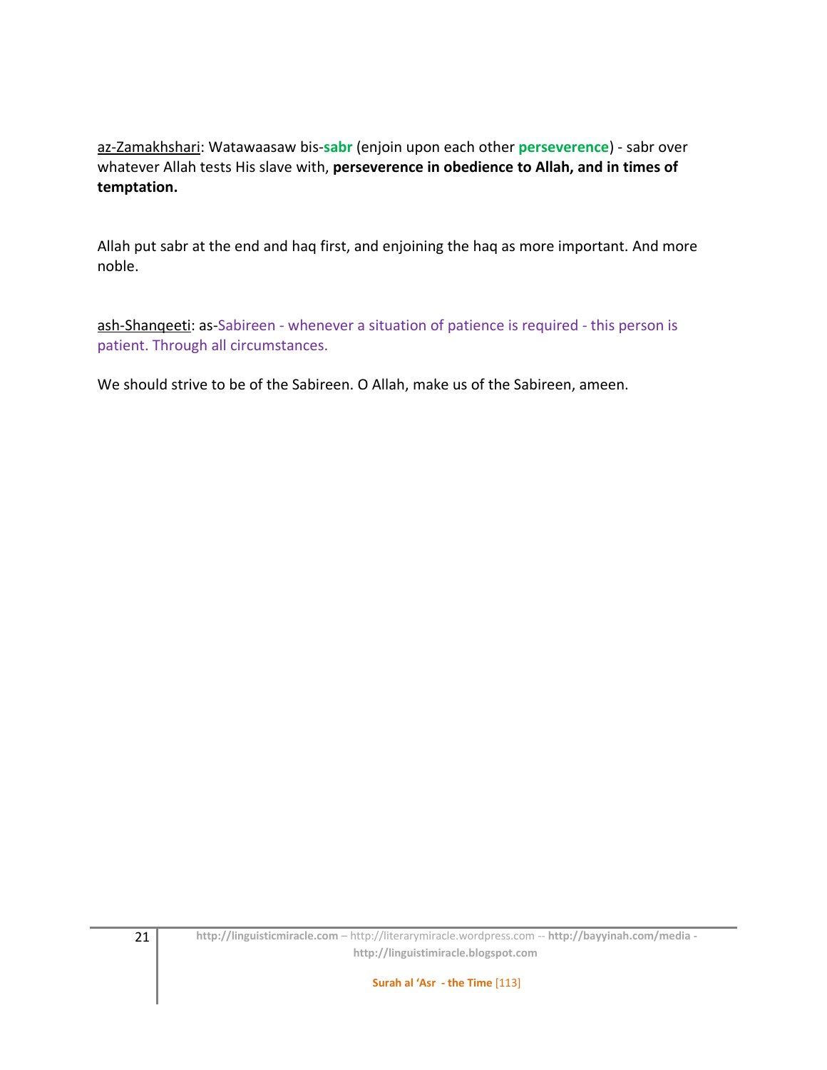az-Zamakhshari: Watawaasaw bis-**sabr** (enjoin upon each other **perseverence**) - sabr over whatever Allah tests His slave with, **perseverence in obedience to Allah, and in times of temptation.**

Allah put sabr at the end and haq first, and enjoining the haq as more important. And more noble.

ash-Shanqeeti: as-Sabireen - whenever a situation of patience is required - this person is patient. Through all circumstances.

We should strive to be of the Sabireen. O Allah, make us of the Sabireen, ameen.